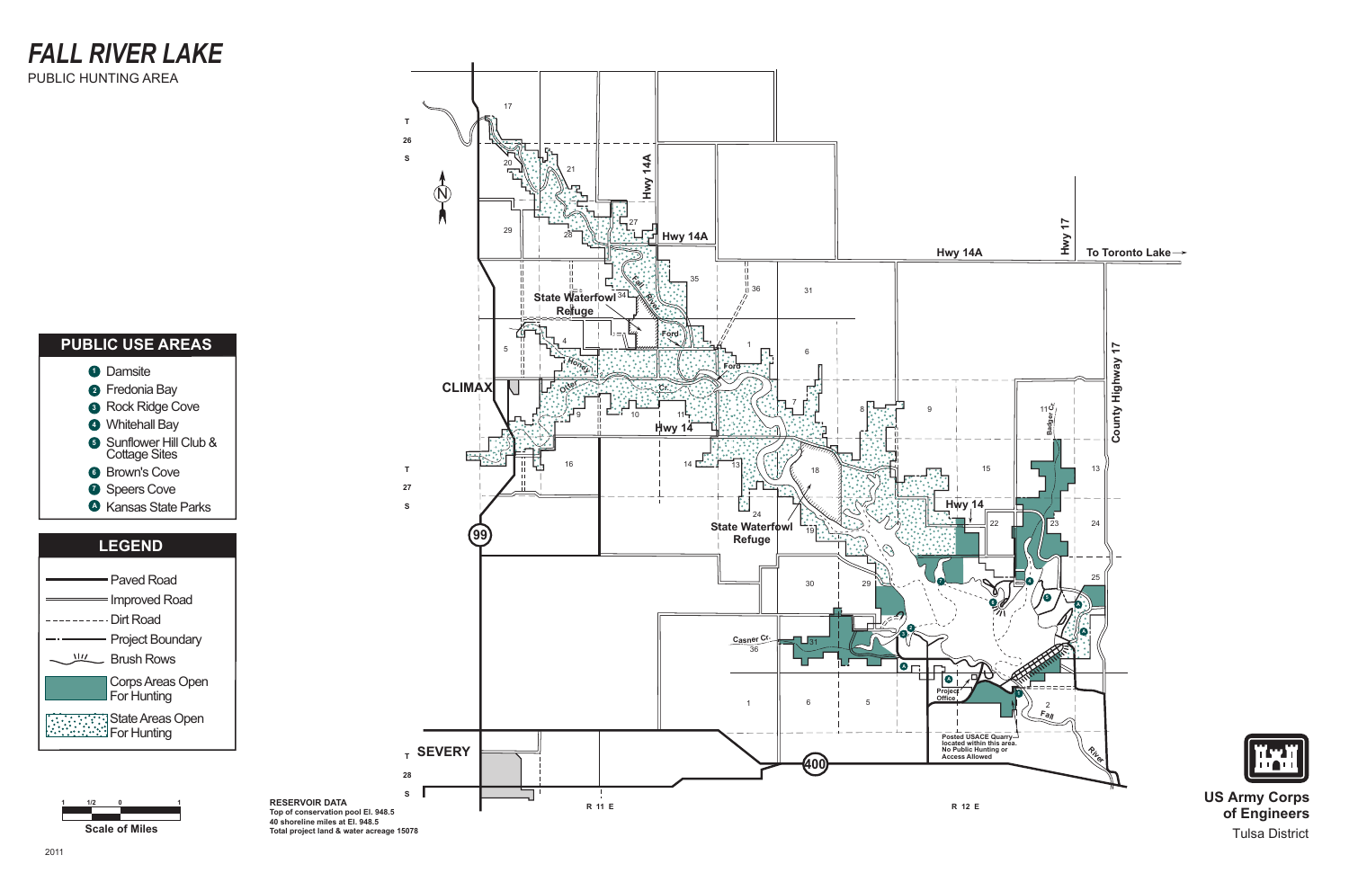# *FALL RIVER LAKE*

PUBLIC HUNTING AREA

## PUBLIC USE AREAS

1. Damsite
2. Fredonia Bay
3. Rock Ridge Cove
4. Whitehall Bay
5. Sunflower Hill Club & Cottage Sites
6. Brown's Cove
7. Speers Cove

A. Kansas State Parks

## LEGEND

- Paved Road
- Improved Road
- Dirt Road
- Project Boundary
- Brush Rows
- Corps Areas Open For Hunting
- State Areas Open For Hunting

Scale of Miles: 1 — 1/2 — 0 — 1

**RESERVOIR DATA**
**Top of conservation pool El. 948.5**
**40 shoreline miles at El. 948.5**
**Total project land & water acreage 15078**

CLIMAX

SEVERY

State Waterfowl Refuge

State Waterfowl Refuge

Hwy 14A

Hwy 14

Hwy 17

County Highway 17

To Toronto Lake →

Fall River

Otter Cr.

Honey

Badger Cr.

Casner Cr.

Ford

Ford

Project Office

Posted USACE Quarry located within this area. No Public Hunting or Access Allowed

T 26 S

T 27 S

T 28 S

R 11 E

R 12 E

**US Army Corps of Engineers**
Tulsa District

2011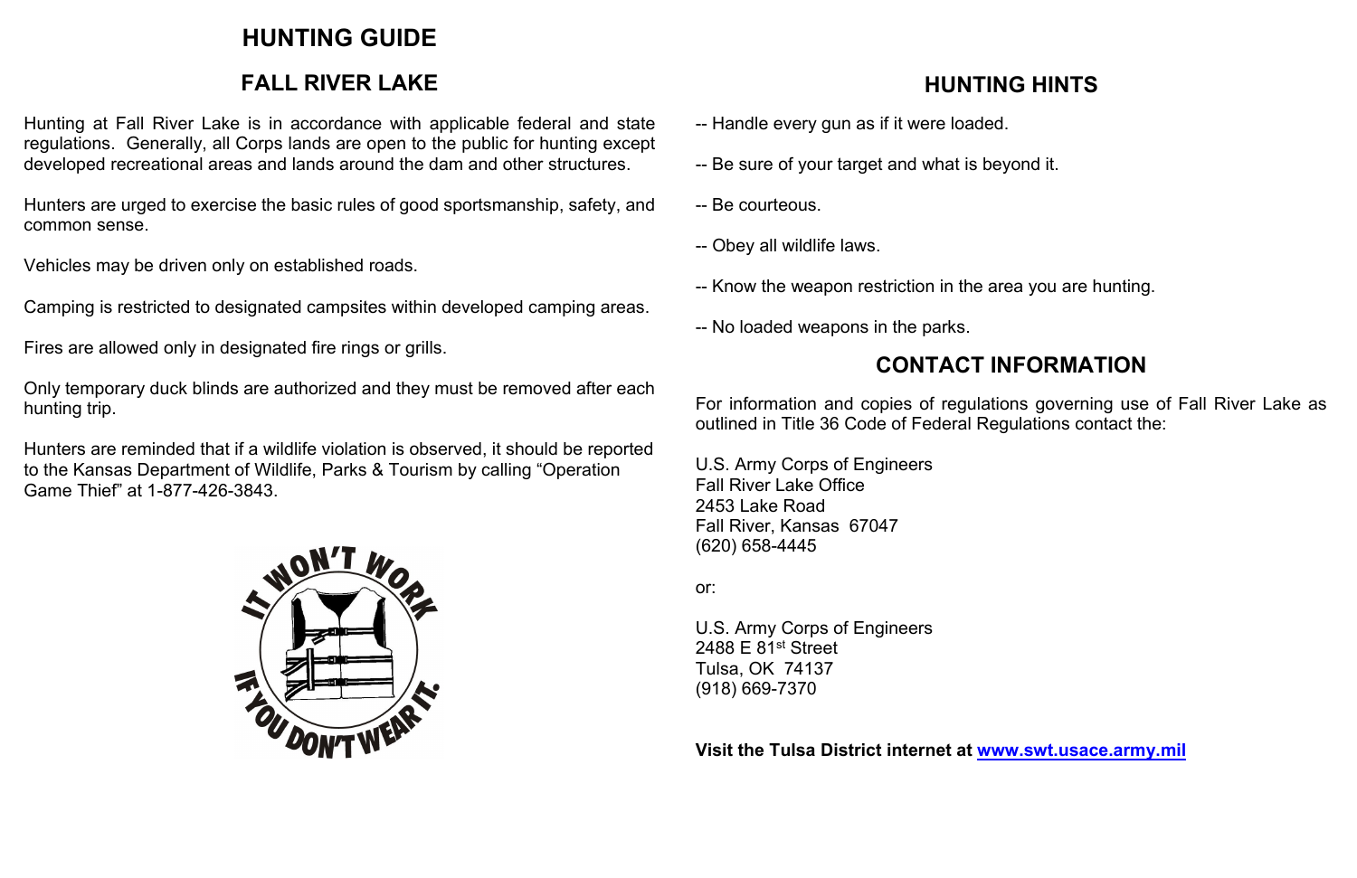# HUNTING GUIDE

## FALL RIVER LAKE

Hunting at Fall River Lake is in accordance with applicable federal and state regulations. Generally, all Corps lands are open to the public for hunting except developed recreational areas and lands around the dam and other structures.

Hunters are urged to exercise the basic rules of good sportsmanship, safety, and common sense.

Vehicles may be driven only on established roads.

Camping is restricted to designated campsites within developed camping areas.

Fires are allowed only in designated fire rings or grills.

Only temporary duck blinds are authorized and they must be removed after each hunting trip.

Hunters are reminded that if a wildlife violation is observed, it should be reported to the Kansas Department of Wildlife, Parks & Tourism by calling "Operation Game Thief" at 1-877-426-3843.

IT WON'T WORK IF YOU DON'T WEAR IT.

## HUNTING HINTS

-- Handle every gun as if it were loaded.

-- Be sure of your target and what is beyond it.

-- Be courteous.

-- Obey all wildlife laws.

-- Know the weapon restriction in the area you are hunting.

-- No loaded weapons in the parks.

## CONTACT INFORMATION

For information and copies of regulations governing use of Fall River Lake as outlined in Title 36 Code of Federal Regulations contact the:

U.S. Army Corps of Engineers
Fall River Lake Office
2453 Lake Road
Fall River, Kansas 67047
(620) 658-4445

or:

U.S. Army Corps of Engineers
2488 E 81st Street
Tulsa, OK 74137
(918) 669-7370

**Visit the Tulsa District internet at www.swt.usace.army.mil**